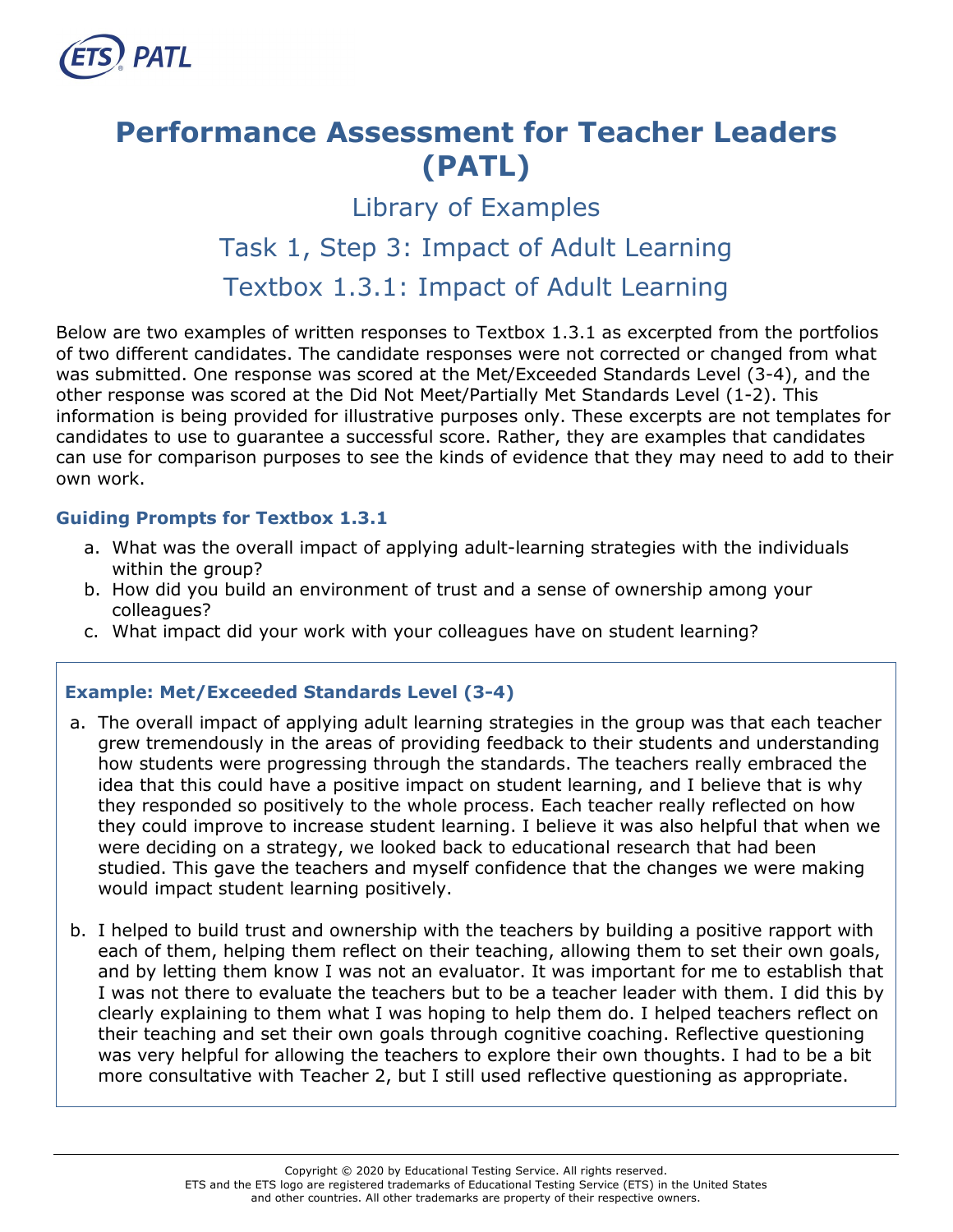# Performance Assessment for Teacher Leaders (PATL)

## Library of Examples

## Task 1, Step 3: Impact of Adult Learning

## Textbox 1.3.1: Impact of Adult Learning

Below are two examples of written responses to Textbox 1.3.1 as excerpted from the portfolios of two different candidates. The candidate responses were not corrected or changed from what was submitted. One response was scored at the Met/Exceeded Standards Level (3-4), and the other response was scored at the Did Not Meet/Partially Met Standards Level (1-2). This information is being provided for illustrative purposes only. These excerpts are not templates for candidates to use to guarantee a successful score. Rather, they are examples that candidates can use for comparison purposes to see the kinds of evidence that they may need to add to their own work.

### Guiding Prompts for Textbox 1.3.1

a. What was the overall impact of applying adult-learning strategies with the individuals within the group?
b. How did you build an environment of trust and a sense of ownership among your colleagues?
c. What impact did your work with your colleagues have on student learning?

### Example: Met/Exceeded Standards Level (3-4)

a. The overall impact of applying adult learning strategies in the group was that each teacher grew tremendously in the areas of providing feedback to their students and understanding how students were progressing through the standards. The teachers really embraced the idea that this could have a positive impact on student learning, and I believe that is why they responded so positively to the whole process. Each teacher really reflected on how they could improve to increase student learning. I believe it was also helpful that when we were deciding on a strategy, we looked back to educational research that had been studied. This gave the teachers and myself confidence that the changes we were making would impact student learning positively.

b. I helped to build trust and ownership with the teachers by building a positive rapport with each of them, helping them reflect on their teaching, allowing them to set their own goals, and by letting them know I was not an evaluator. It was important for me to establish that I was not there to evaluate the teachers but to be a teacher leader with them. I did this by clearly explaining to them what I was hoping to help them do. I helped teachers reflect on their teaching and set their own goals through cognitive coaching. Reflective questioning was very helpful for allowing the teachers to explore their own thoughts. I had to be a bit more consultative with Teacher 2, but I still used reflective questioning as appropriate.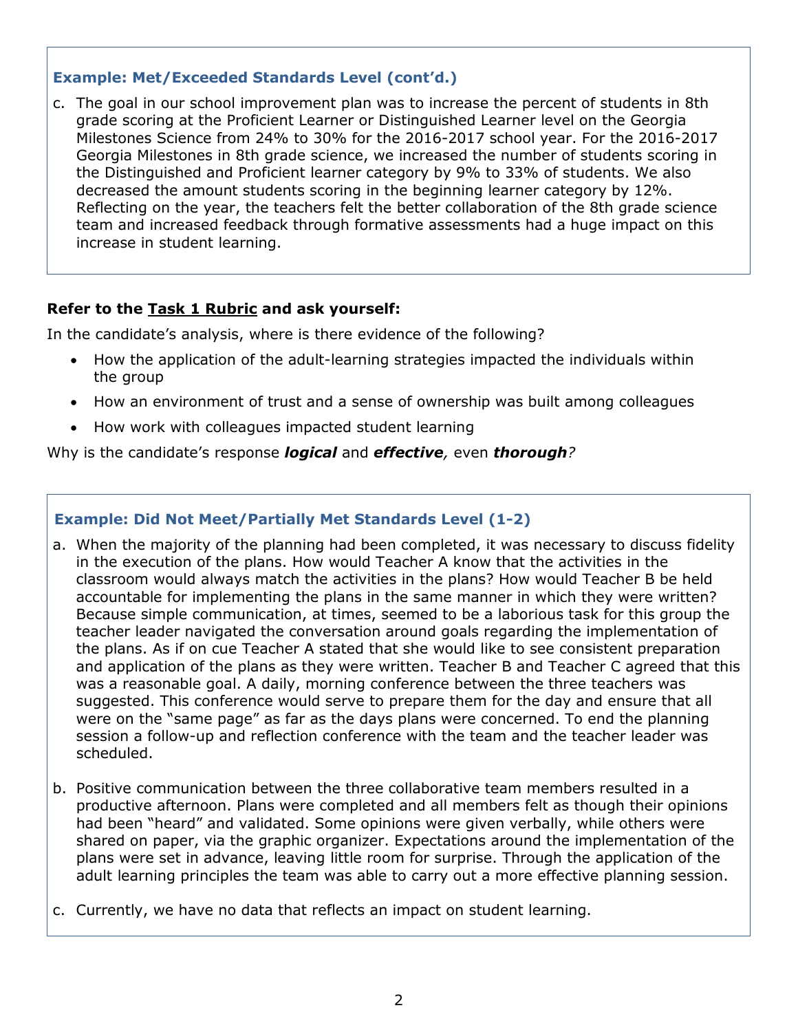### Example: Met/Exceeded Standards Level (cont'd.)

c. The goal in our school improvement plan was to increase the percent of students in 8th grade scoring at the Proficient Learner or Distinguished Learner level on the Georgia Milestones Science from 24% to 30% for the 2016-2017 school year. For the 2016-2017 Georgia Milestones in 8th grade science, we increased the number of students scoring in the Distinguished and Proficient learner category by 9% to 33% of students. We also decreased the amount students scoring in the beginning learner category by 12%. Reflecting on the year, the teachers felt the better collaboration of the 8th grade science team and increased feedback through formative assessments had a huge impact on this increase in student learning.

**Refer to the Task 1 Rubric and ask yourself:**

In the candidate's analysis, where is there evidence of the following?

- How the application of the adult-learning strategies impacted the individuals within the group
- How an environment of trust and a sense of ownership was built among colleagues
- How work with colleagues impacted student learning

Why is the candidate's response ***logical*** and ***effective**,* even ***thorough**?*

### Example: Did Not Meet/Partially Met Standards Level (1-2)

a. When the majority of the planning had been completed, it was necessary to discuss fidelity in the execution of the plans. How would Teacher A know that the activities in the classroom would always match the activities in the plans? How would Teacher B be held accountable for implementing the plans in the same manner in which they were written? Because simple communication, at times, seemed to be a laborious task for this group the teacher leader navigated the conversation around goals regarding the implementation of the plans. As if on cue Teacher A stated that she would like to see consistent preparation and application of the plans as they were written. Teacher B and Teacher C agreed that this was a reasonable goal. A daily, morning conference between the three teachers was suggested. This conference would serve to prepare them for the day and ensure that all were on the "same page" as far as the days plans were concerned. To end the planning session a follow-up and reflection conference with the team and the teacher leader was scheduled.

b. Positive communication between the three collaborative team members resulted in a productive afternoon. Plans were completed and all members felt as though their opinions had been "heard" and validated. Some opinions were given verbally, while others were shared on paper, via the graphic organizer. Expectations around the implementation of the plans were set in advance, leaving little room for surprise. Through the application of the adult learning principles the team was able to carry out a more effective planning session.

c. Currently, we have no data that reflects an impact on student learning.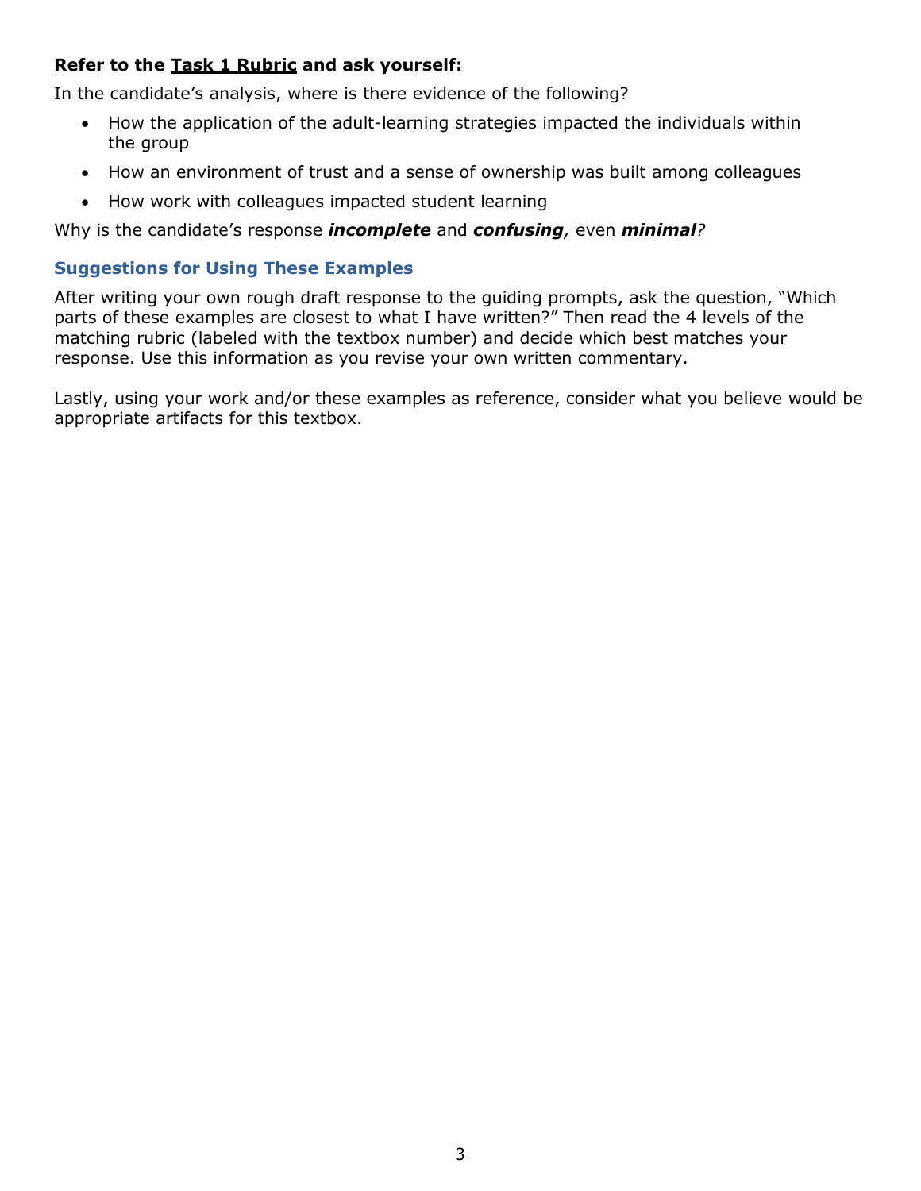**Refer to the <u>Task 1 Rubric</u> and ask yourself:**

In the candidate's analysis, where is there evidence of the following?

- How the application of the adult-learning strategies impacted the individuals within the group
- How an environment of trust and a sense of ownership was built among colleagues
- How work with colleagues impacted student learning

Why is the candidate's response ***incomplete*** and ***confusing***, even ***minimal***?

### Suggestions for Using These Examples

After writing your own rough draft response to the guiding prompts, ask the question, "Which parts of these examples are closest to what I have written?" Then read the 4 levels of the matching rubric (labeled with the textbox number) and decide which best matches your response. Use this information as you revise your own written commentary.

Lastly, using your work and/or these examples as reference, consider what you believe would be appropriate artifacts for this textbox.